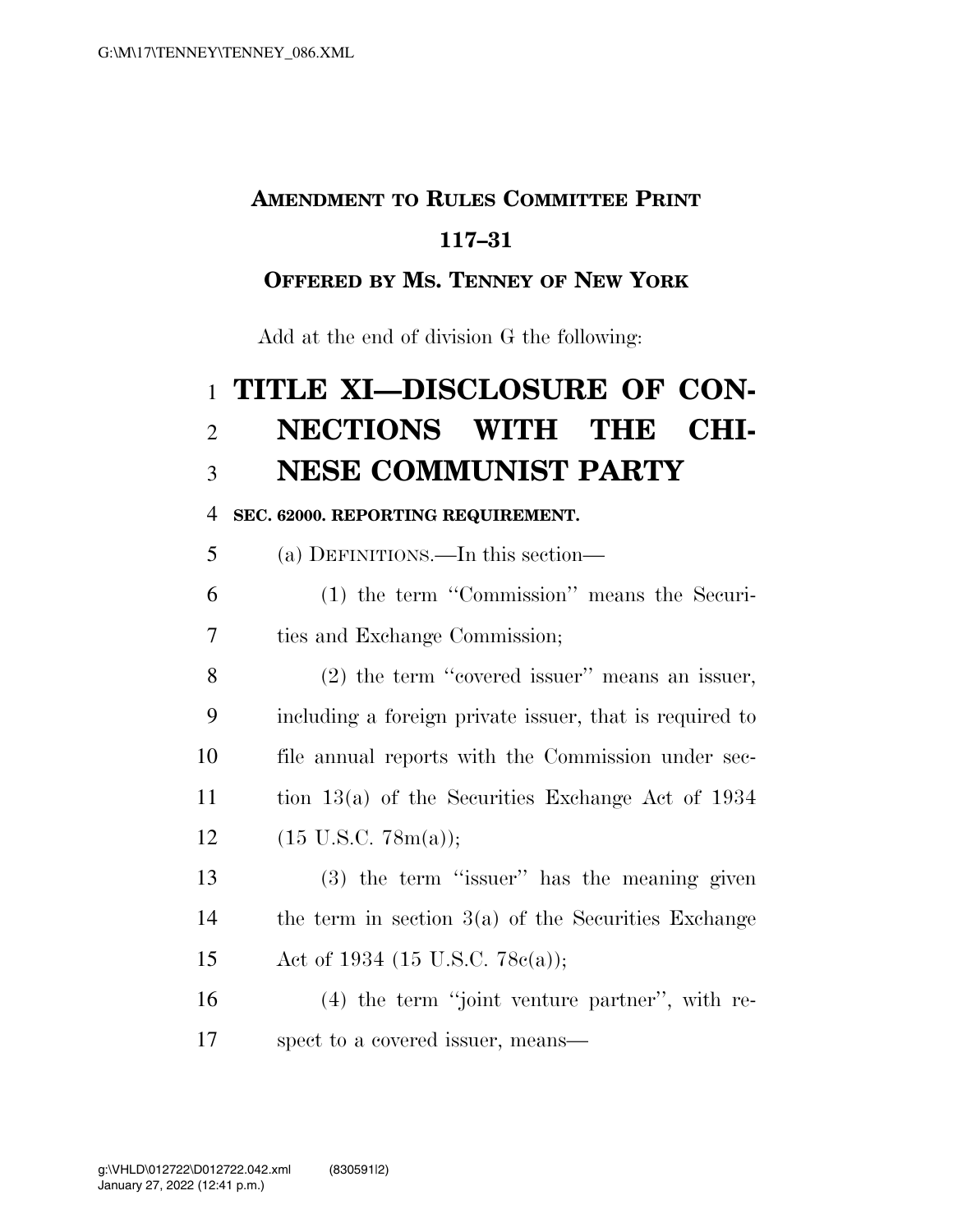**AMENDMENT TO RULES COMMITTEE PRINT 117–31**

**OFFERED BY MS. TENNEY OF NEW YORK**

Add at the end of division G the following:

# TITLE XI—DISCLOSURE OF CONNECTIONS WITH THE CHINESE COMMUNIST PARTY

**SEC. 62000. REPORTING REQUIREMENT.**

(a) DEFINITIONS.—In this section—

(1) the term "Commission" means the Securities and Exchange Commission;

(2) the term "covered issuer" means an issuer, including a foreign private issuer, that is required to file annual reports with the Commission under section 13(a) of the Securities Exchange Act of 1934 (15 U.S.C. 78m(a));

(3) the term "issuer" has the meaning given the term in section 3(a) of the Securities Exchange Act of 1934 (15 U.S.C. 78c(a));

(4) the term "joint venture partner", with respect to a covered issuer, means—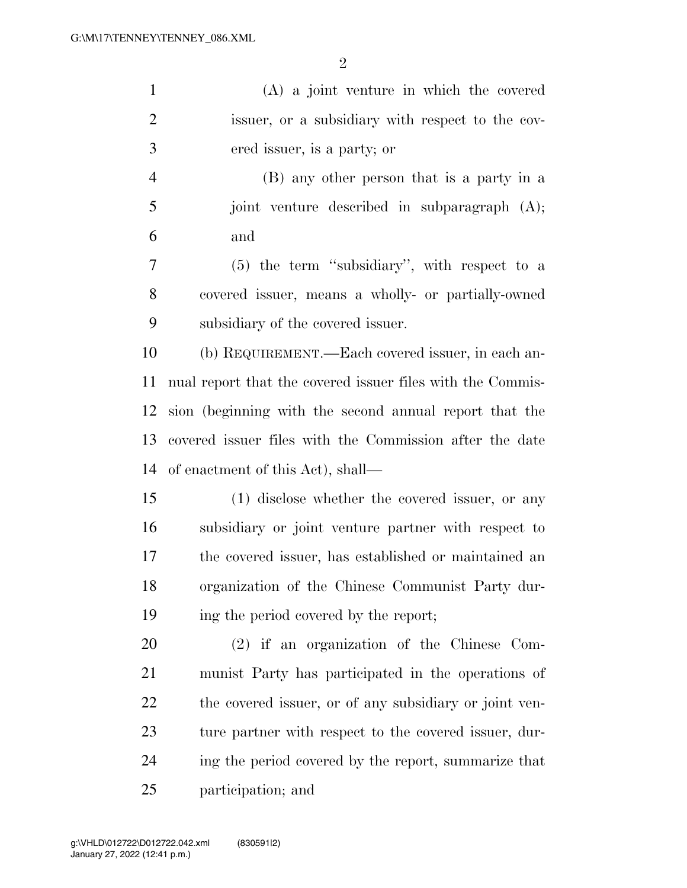(A) a joint venture in which the covered issuer, or a subsidiary with respect to the covered issuer, is a party; or

(B) any other person that is a party in a joint venture described in subparagraph (A); and

(5) the term ''subsidiary'', with respect to a covered issuer, means a wholly- or partially-owned subsidiary of the covered issuer.

(b) REQUIREMENT.—Each covered issuer, in each annual report that the covered issuer files with the Commission (beginning with the second annual report that the covered issuer files with the Commission after the date of enactment of this Act), shall—

(1) disclose whether the covered issuer, or any subsidiary or joint venture partner with respect to the covered issuer, has established or maintained an organization of the Chinese Communist Party during the period covered by the report;

(2) if an organization of the Chinese Communist Party has participated in the operations of the covered issuer, or of any subsidiary or joint venture partner with respect to the covered issuer, during the period covered by the report, summarize that participation; and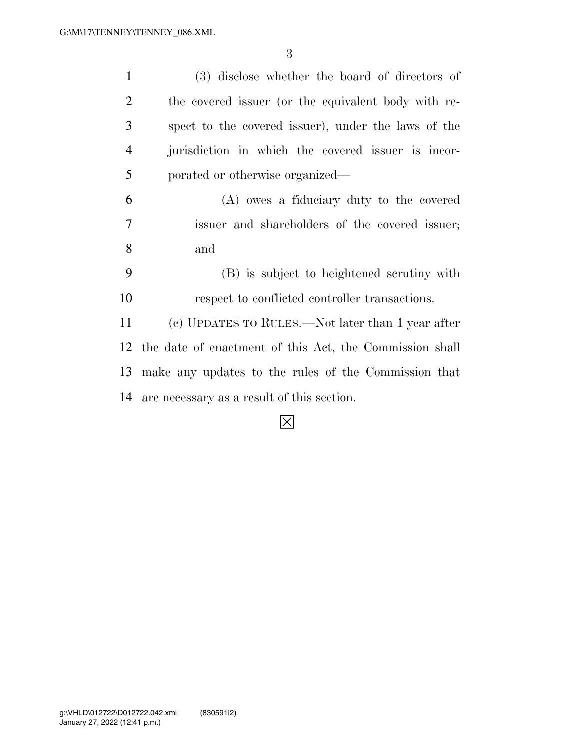(3) disclose whether the board of directors of the covered issuer (or the equivalent body with respect to the covered issuer), under the laws of the jurisdiction in which the covered issuer is incorporated or otherwise organized—

(A) owes a fiduciary duty to the covered issuer and shareholders of the covered issuer; and

(B) is subject to heightened scrutiny with respect to conflicted controller transactions.

(c) UPDATES TO RULES.—Not later than 1 year after the date of enactment of this Act, the Commission shall make any updates to the rules of the Commission that are necessary as a result of this section.